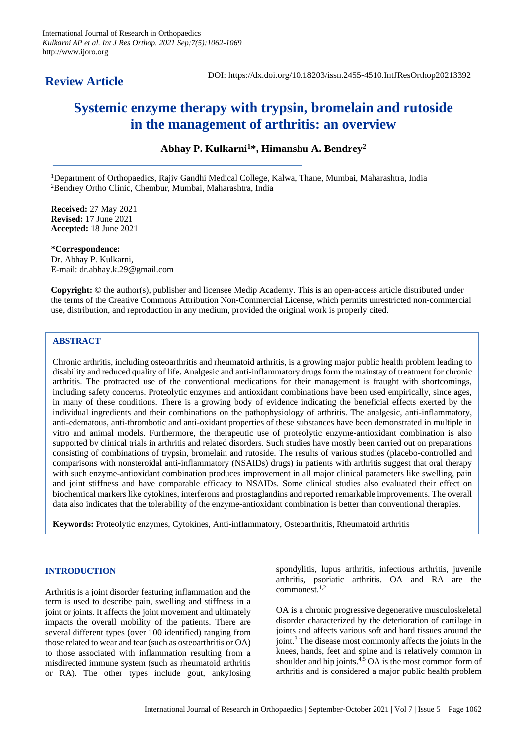**Review Article**

DOI: https://dx.doi.org/10.18203/issn.2455-4510.IntJResOrthop20213392

# Systemic enzyme therapy with trypsin, bromelain and rutoside in the management of arthritis: an overview

**Abhay P. Kulkarni[1]\*, Himanshu A. Bendrey[2]**

[1]Department of Orthopaedics, Rajiv Gandhi Medical College, Kalwa, Thane, Mumbai, Maharashtra, India
[2]Bendrey Ortho Clinic, Chembur, Mumbai, Maharashtra, India

**Received:** 27 May 2021
**Revised:** 17 June 2021
**Accepted:** 18 June 2021

**\*Correspondence:**
Dr. Abhay P. Kulkarni,
E-mail: dr.abhay.k.29@gmail.com

**Copyright:** © the author(s), publisher and licensee Medip Academy. This is an open-access article distributed under the terms of the Creative Commons Attribution Non-Commercial License, which permits unrestricted non-commercial use, distribution, and reproduction in any medium, provided the original work is properly cited.

## ABSTRACT

Chronic arthritis, including osteoarthritis and rheumatoid arthritis, is a growing major public health problem leading to disability and reduced quality of life. Analgesic and anti-inflammatory drugs form the mainstay of treatment for chronic arthritis. The protracted use of the conventional medications for their management is fraught with shortcomings, including safety concerns. Proteolytic enzymes and antioxidant combinations have been used empirically, since ages, in many of these conditions. There is a growing body of evidence indicating the beneficial effects exerted by the individual ingredients and their combinations on the pathophysiology of arthritis. The analgesic, anti-inflammatory, anti-edematous, anti-thrombotic and anti-oxidant properties of these substances have been demonstrated in multiple in vitro and animal models. Furthermore, the therapeutic use of proteolytic enzyme-antioxidant combination is also supported by clinical trials in arthritis and related disorders. Such studies have mostly been carried out on preparations consisting of combinations of trypsin, bromelain and rutoside. The results of various studies (placebo-controlled and comparisons with nonsteroidal anti-inflammatory (NSAIDs) drugs) in patients with arthritis suggest that oral therapy with such enzyme-antioxidant combination produces improvement in all major clinical parameters like swelling, pain and joint stiffness and have comparable efficacy to NSAIDs. Some clinical studies also evaluated their effect on biochemical markers like cytokines, interferons and prostaglandins and reported remarkable improvements. The overall data also indicates that the tolerability of the enzyme-antioxidant combination is better than conventional therapies.

**Keywords:** Proteolytic enzymes, Cytokines, Anti-inflammatory, Osteoarthritis, Rheumatoid arthritis

## INTRODUCTION

Arthritis is a joint disorder featuring inflammation and the term is used to describe pain, swelling and stiffness in a joint or joints. It affects the joint movement and ultimately impacts the overall mobility of the patients. There are several different types (over 100 identified) ranging from those related to wear and tear (such as osteoarthritis or OA) to those associated with inflammation resulting from a misdirected immune system (such as rheumatoid arthritis or RA). The other types include gout, ankylosing spondylitis, lupus arthritis, infectious arthritis, juvenile arthritis, psoriatic arthritis. OA and RA are the commonest.[1,2]

OA is a chronic progressive degenerative musculoskeletal disorder characterized by the deterioration of cartilage in joints and affects various soft and hard tissues around the joint.[3] The disease most commonly affects the joints in the knees, hands, feet and spine and is relatively common in shoulder and hip joints.[4,5] OA is the most common form of arthritis and is considered a major public health problem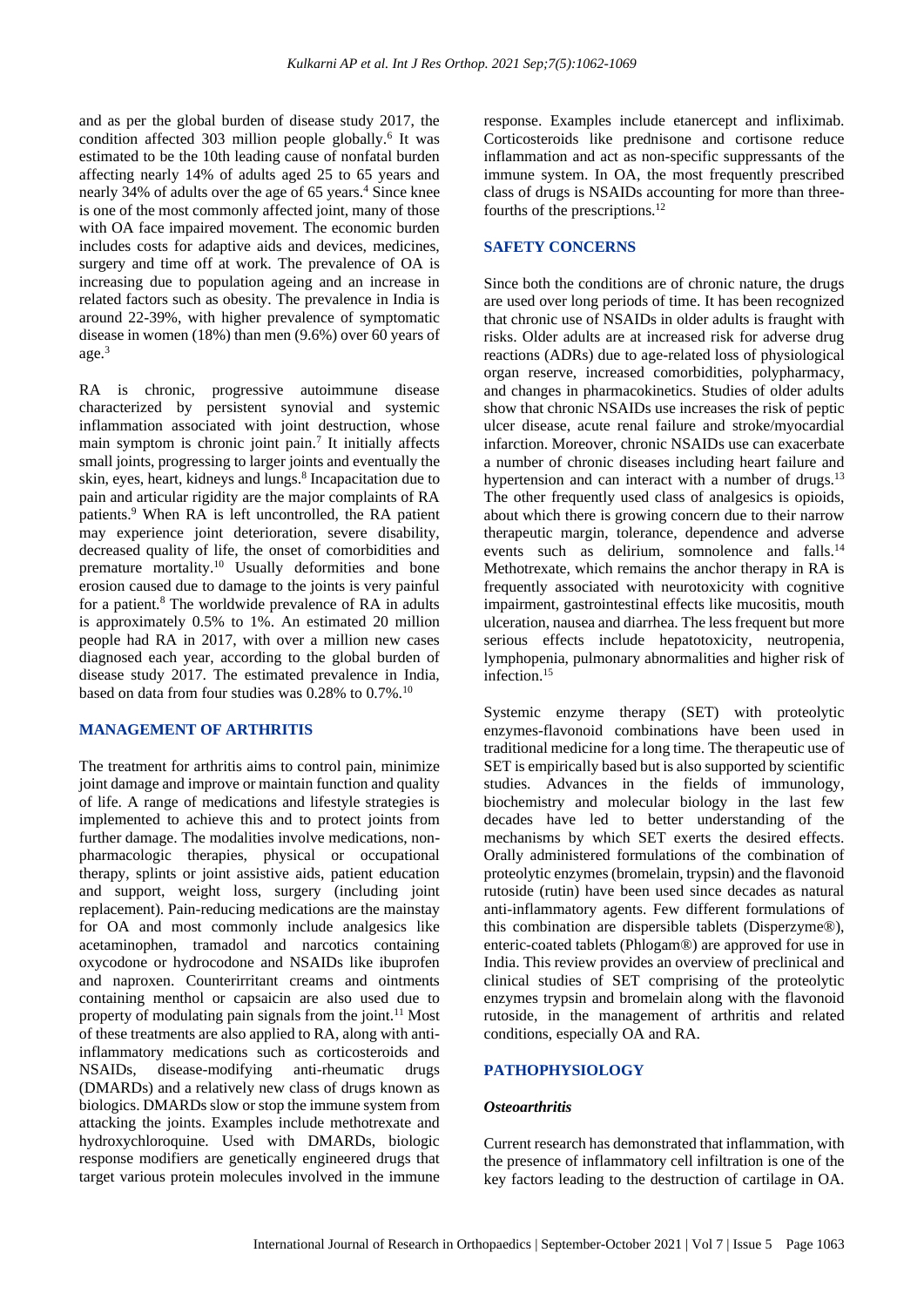and as per the global burden of disease study 2017, the condition affected 303 million people globally.[6] It was estimated to be the 10th leading cause of nonfatal burden affecting nearly 14% of adults aged 25 to 65 years and nearly 34% of adults over the age of 65 years.[4] Since knee is one of the most commonly affected joint, many of those with OA face impaired movement. The economic burden includes costs for adaptive aids and devices, medicines, surgery and time off at work. The prevalence of OA is increasing due to population ageing and an increase in related factors such as obesity. The prevalence in India is around 22-39%, with higher prevalence of symptomatic disease in women (18%) than men (9.6%) over 60 years of age.[3]

RA is chronic, progressive autoimmune disease characterized by persistent synovial and systemic inflammation associated with joint destruction, whose main symptom is chronic joint pain.[7] It initially affects small joints, progressing to larger joints and eventually the skin, eyes, heart, kidneys and lungs.[8] Incapacitation due to pain and articular rigidity are the major complaints of RA patients.[9] When RA is left uncontrolled, the RA patient may experience joint deterioration, severe disability, decreased quality of life, the onset of comorbidities and premature mortality.[10] Usually deformities and bone erosion caused due to damage to the joints is very painful for a patient.[8] The worldwide prevalence of RA in adults is approximately 0.5% to 1%. An estimated 20 million people had RA in 2017, with over a million new cases diagnosed each year, according to the global burden of disease study 2017. The estimated prevalence in India, based on data from four studies was 0.28% to 0.7%.[10]

## MANAGEMENT OF ARTHRITIS

The treatment for arthritis aims to control pain, minimize joint damage and improve or maintain function and quality of life. A range of medications and lifestyle strategies is implemented to achieve this and to protect joints from further damage. The modalities involve medications, non-pharmacologic therapies, physical or occupational therapy, splints or joint assistive aids, patient education and support, weight loss, surgery (including joint replacement). Pain-reducing medications are the mainstay for OA and most commonly include analgesics like acetaminophen, tramadol and narcotics containing oxycodone or hydrocodone and NSAIDs like ibuprofen and naproxen. Counterirritant creams and ointments containing menthol or capsaicin are also used due to property of modulating pain signals from the joint.[11] Most of these treatments are also applied to RA, along with anti-inflammatory medications such as corticosteroids and NSAIDs, disease-modifying anti-rheumatic drugs (DMARDs) and a relatively new class of drugs known as biologics. DMARDs slow or stop the immune system from attacking the joints. Examples include methotrexate and hydroxychloroquine. Used with DMARDs, biologic response modifiers are genetically engineered drugs that target various protein molecules involved in the immune response. Examples include etanercept and infliximab. Corticosteroids like prednisone and cortisone reduce inflammation and act as non-specific suppressants of the immune system. In OA, the most frequently prescribed class of drugs is NSAIDs accounting for more than three-fourths of the prescriptions.[12]

## SAFETY CONCERNS

Since both the conditions are of chronic nature, the drugs are used over long periods of time. It has been recognized that chronic use of NSAIDs in older adults is fraught with risks. Older adults are at increased risk for adverse drug reactions (ADRs) due to age-related loss of physiological organ reserve, increased comorbidities, polypharmacy, and changes in pharmacokinetics. Studies of older adults show that chronic NSAIDs use increases the risk of peptic ulcer disease, acute renal failure and stroke/myocardial infarction. Moreover, chronic NSAIDs use can exacerbate a number of chronic diseases including heart failure and hypertension and can interact with a number of drugs.[13] The other frequently used class of analgesics is opioids, about which there is growing concern due to their narrow therapeutic margin, tolerance, dependence and adverse events such as delirium, somnolence and falls.[14] Methotrexate, which remains the anchor therapy in RA is frequently associated with neurotoxicity with cognitive impairment, gastrointestinal effects like mucositis, mouth ulceration, nausea and diarrhea. The less frequent but more serious effects include hepatotoxicity, neutropenia, lymphopenia, pulmonary abnormalities and higher risk of infection.[15]

Systemic enzyme therapy (SET) with proteolytic enzymes-flavonoid combinations have been used in traditional medicine for a long time. The therapeutic use of SET is empirically based but is also supported by scientific studies. Advances in the fields of immunology, biochemistry and molecular biology in the last few decades have led to better understanding of the mechanisms by which SET exerts the desired effects. Orally administered formulations of the combination of proteolytic enzymes (bromelain, trypsin) and the flavonoid rutoside (rutin) have been used since decades as natural anti-inflammatory agents. Few different formulations of this combination are dispersible tablets (Disperzyme®), enteric-coated tablets (Phlogam®) are approved for use in India. This review provides an overview of preclinical and clinical studies of SET comprising of the proteolytic enzymes trypsin and bromelain along with the flavonoid rutoside, in the management of arthritis and related conditions, especially OA and RA.

## PATHOPHYSIOLOGY

### *Osteoarthritis*

Current research has demonstrated that inflammation, with the presence of inflammatory cell infiltration is one of the key factors leading to the destruction of cartilage in OA.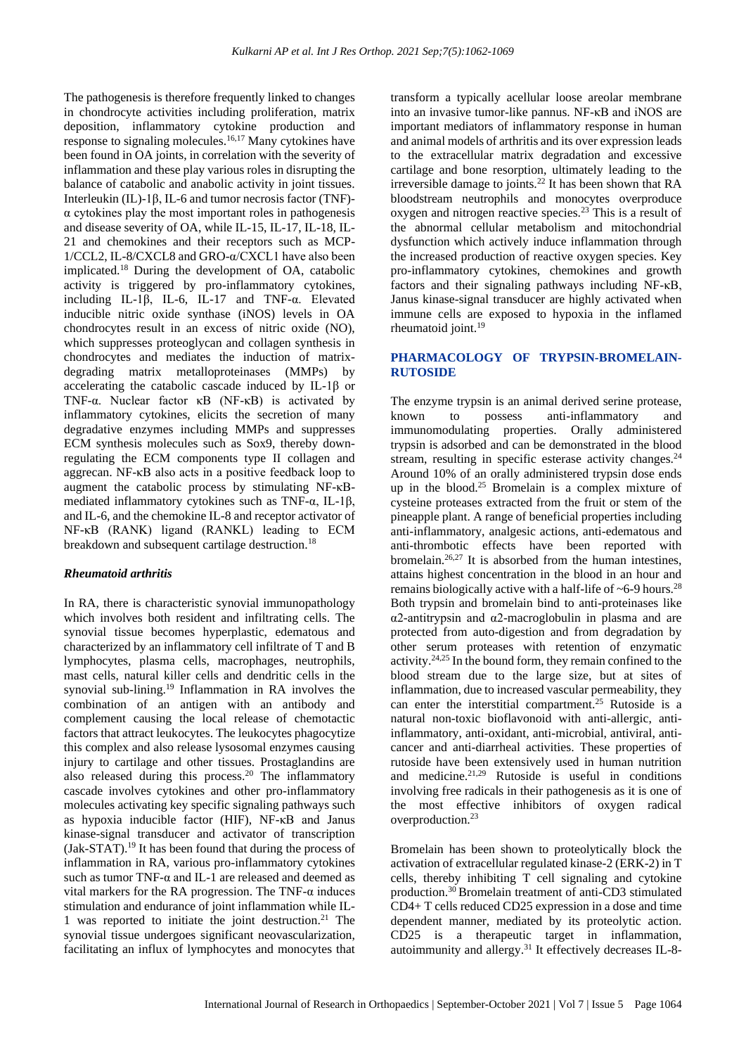The pathogenesis is therefore frequently linked to changes in chondrocyte activities including proliferation, matrix deposition, inflammatory cytokine production and response to signaling molecules.[16,17] Many cytokines have been found in OA joints, in correlation with the severity of inflammation and these play various roles in disrupting the balance of catabolic and anabolic activity in joint tissues. Interleukin (IL)-1β, IL-6 and tumor necrosis factor (TNF)-α cytokines play the most important roles in pathogenesis and disease severity of OA, while IL-15, IL-17, IL-18, IL-21 and chemokines and their receptors such as MCP-1/CCL2, IL-8/CXCL8 and GRO-α/CXCL1 have also been implicated.[18] During the development of OA, catabolic activity is triggered by pro-inflammatory cytokines, including IL-1β, IL-6, IL-17 and TNF-α. Elevated inducible nitric oxide synthase (iNOS) levels in OA chondrocytes result in an excess of nitric oxide (NO), which suppresses proteoglycan and collagen synthesis in chondrocytes and mediates the induction of matrix-degrading matrix metalloproteinases (MMPs) by accelerating the catabolic cascade induced by IL-1β or TNF-α. Nuclear factor κB (NF-κB) is activated by inflammatory cytokines, elicits the secretion of many degradative enzymes including MMPs and suppresses ECM synthesis molecules such as Sox9, thereby down-regulating the ECM components type II collagen and aggrecan. NF-κB also acts in a positive feedback loop to augment the catabolic process by stimulating NF-κB-mediated inflammatory cytokines such as TNF-α, IL-1β, and IL-6, and the chemokine IL-8 and receptor activator of NF-κB (RANK) ligand (RANKL) leading to ECM breakdown and subsequent cartilage destruction.[18]

### *Rheumatoid arthritis*

In RA, there is characteristic synovial immunopathology which involves both resident and infiltrating cells. The synovial tissue becomes hyperplastic, edematous and characterized by an inflammatory cell infiltrate of T and B lymphocytes, plasma cells, macrophages, neutrophils, mast cells, natural killer cells and dendritic cells in the synovial sub-lining.[19] Inflammation in RA involves the combination of an antigen with an antibody and complement causing the local release of chemotactic factors that attract leukocytes. The leukocytes phagocytize this complex and also release lysosomal enzymes causing injury to cartilage and other tissues. Prostaglandins are also released during this process.[20] The inflammatory cascade involves cytokines and other pro-inflammatory molecules activating key specific signaling pathways such as hypoxia inducible factor (HIF), NF-κB and Janus kinase-signal transducer and activator of transcription (Jak-STAT).[19] It has been found that during the process of inflammation in RA, various pro-inflammatory cytokines such as tumor TNF-α and IL-1 are released and deemed as vital markers for the RA progression. The TNF-α induces stimulation and endurance of joint inflammation while IL-1 was reported to initiate the joint destruction.[21] The synovial tissue undergoes significant neovascularization, facilitating an influx of lymphocytes and monocytes that transform a typically acellular loose areolar membrane into an invasive tumor-like pannus. NF-κB and iNOS are important mediators of inflammatory response in human and animal models of arthritis and its over expression leads to the extracellular matrix degradation and excessive cartilage and bone resorption, ultimately leading to the irreversible damage to joints.[22] It has been shown that RA bloodstream neutrophils and monocytes overproduce oxygen and nitrogen reactive species.[23] This is a result of the abnormal cellular metabolism and mitochondrial dysfunction which actively induce inflammation through the increased production of reactive oxygen species. Key pro-inflammatory cytokines, chemokines and growth factors and their signaling pathways including NF-κB, Janus kinase-signal transducer are highly activated when immune cells are exposed to hypoxia in the inflamed rheumatoid joint.[19]

## PHARMACOLOGY OF TRYPSIN-BROMELAIN-RUTOSIDE

The enzyme trypsin is an animal derived serine protease, known to possess anti-inflammatory and immunomodulating properties. Orally administered trypsin is adsorbed and can be demonstrated in the blood stream, resulting in specific esterase activity changes.[24] Around 10% of an orally administered trypsin dose ends up in the blood.[25] Bromelain is a complex mixture of cysteine proteases extracted from the fruit or stem of the pineapple plant. A range of beneficial properties including anti-inflammatory, analgesic actions, anti-edematous and anti-thrombotic effects have been reported with bromelain.[26,27] It is absorbed from the human intestines, attains highest concentration in the blood in an hour and remains biologically active with a half-life of ~6-9 hours.[28] Both trypsin and bromelain bind to anti-proteinases like α2-antitrypsin and α2-macroglobulin in plasma and are protected from auto-digestion and from degradation by other serum proteases with retention of enzymatic activity.[24,25] In the bound form, they remain confined to the blood stream due to the large size, but at sites of inflammation, due to increased vascular permeability, they can enter the interstitial compartment.[25] Rutoside is a natural non-toxic bioflavonoid with anti-allergic, anti-inflammatory, anti-oxidant, anti-microbial, antiviral, anti-cancer and anti-diarrheal activities. These properties of rutoside have been extensively used in human nutrition and medicine.[21,29] Rutoside is useful in conditions involving free radicals in their pathogenesis as it is one of the most effective inhibitors of oxygen radical overproduction.[23]

Bromelain has been shown to proteolytically block the activation of extracellular regulated kinase-2 (ERK-2) in T cells, thereby inhibiting T cell signaling and cytokine production.[30] Bromelain treatment of anti-CD3 stimulated CD4+ T cells reduced CD25 expression in a dose and time dependent manner, mediated by its proteolytic action. CD25 is a therapeutic target in inflammation, autoimmunity and allergy.[31] It effectively decreases IL-8-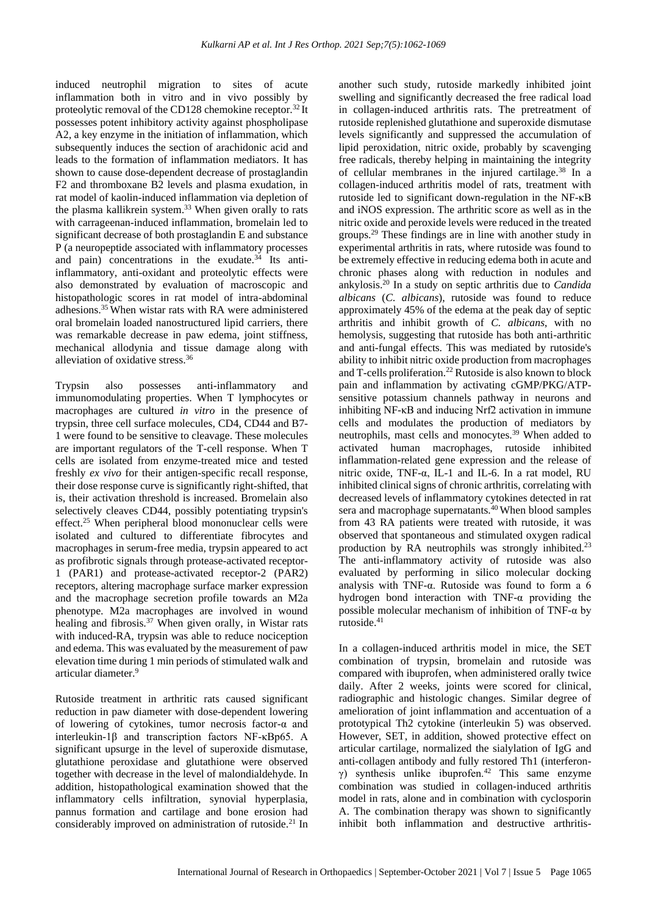induced neutrophil migration to sites of acute inflammation both in vitro and in vivo possibly by proteolytic removal of the CD128 chemokine receptor.[32] It possesses potent inhibitory activity against phospholipase A2, a key enzyme in the initiation of inflammation, which subsequently induces the section of arachidonic acid and leads to the formation of inflammation mediators. It has shown to cause dose-dependent decrease of prostaglandin F2 and thromboxane B2 levels and plasma exudation, in rat model of kaolin-induced inflammation via depletion of the plasma kallikrein system.[33] When given orally to rats with carrageenan-induced inflammation, bromelain led to significant decrease of both prostaglandin E and substance P (a neuropeptide associated with inflammatory processes and pain) concentrations in the exudate.[34] Its anti-inflammatory, anti-oxidant and proteolytic effects were also demonstrated by evaluation of macroscopic and histopathologic scores in rat model of intra-abdominal adhesions.[35] When wistar rats with RA were administered oral bromelain loaded nanostructured lipid carriers, there was remarkable decrease in paw edema, joint stiffness, mechanical allodynia and tissue damage along with alleviation of oxidative stress.[36]

Trypsin also possesses anti-inflammatory and immunomodulating properties. When T lymphocytes or macrophages are cultured *in vitro* in the presence of trypsin, three cell surface molecules, CD4, CD44 and B7-1 were found to be sensitive to cleavage. These molecules are important regulators of the T-cell response. When T cells are isolated from enzyme-treated mice and tested freshly *ex vivo* for their antigen-specific recall response, their dose response curve is significantly right-shifted, that is, their activation threshold is increased. Bromelain also selectively cleaves CD44, possibly potentiating trypsin's effect.[25] When peripheral blood mononuclear cells were isolated and cultured to differentiate fibrocytes and macrophages in serum-free media, trypsin appeared to act as profibrotic signals through protease-activated receptor-1 (PAR1) and protease-activated receptor-2 (PAR2) receptors, altering macrophage surface marker expression and the macrophage secretion profile towards an M2a phenotype. M2a macrophages are involved in wound healing and fibrosis.[37] When given orally, in Wistar rats with induced-RA, trypsin was able to reduce nociception and edema. This was evaluated by the measurement of paw elevation time during 1 min periods of stimulated walk and articular diameter.[9]

Rutoside treatment in arthritic rats caused significant reduction in paw diameter with dose-dependent lowering of lowering of cytokines, tumor necrosis factor-α and interleukin-1β and transcription factors NF-κBp65. A significant upsurge in the level of superoxide dismutase, glutathione peroxidase and glutathione were observed together with decrease in the level of malondialdehyde. In addition, histopathological examination showed that the inflammatory cells infiltration, synovial hyperplasia, pannus formation and cartilage and bone erosion had considerably improved on administration of rutoside.[21] In another such study, rutoside markedly inhibited joint swelling and significantly decreased the free radical load in collagen-induced arthritis rats. The pretreatment of rutoside replenished glutathione and superoxide dismutase levels significantly and suppressed the accumulation of lipid peroxidation, nitric oxide, probably by scavenging free radicals, thereby helping in maintaining the integrity of cellular membranes in the injured cartilage.[38] In a collagen-induced arthritis model of rats, treatment with rutoside led to significant down-regulation in the NF-κB and iNOS expression. The arthritic score as well as in the nitric oxide and peroxide levels were reduced in the treated groups.[29] These findings are in line with another study in experimental arthritis in rats, where rutoside was found to be extremely effective in reducing edema both in acute and chronic phases along with reduction in nodules and ankylosis.[20] In a study on septic arthritis due to *Candida albicans* (*C. albicans*), rutoside was found to reduce approximately 45% of the edema at the peak day of septic arthritis and inhibit growth of *C. albicans*, with no hemolysis, suggesting that rutoside has both anti-arthritic and anti-fungal effects. This was mediated by rutoside's ability to inhibit nitric oxide production from macrophages and T-cells proliferation.[22] Rutoside is also known to block pain and inflammation by activating cGMP/PKG/ATP-sensitive potassium channels pathway in neurons and inhibiting NF-κB and inducing Nrf2 activation in immune cells and modulates the production of mediators by neutrophils, mast cells and monocytes.[39] When added to activated human macrophages, rutoside inhibited inflammation-related gene expression and the release of nitric oxide, TNF-α, IL-1 and IL-6. In a rat model, RU inhibited clinical signs of chronic arthritis, correlating with decreased levels of inflammatory cytokines detected in rat sera and macrophage supernatants.[40] When blood samples from 43 RA patients were treated with rutoside, it was observed that spontaneous and stimulated oxygen radical production by RA neutrophils was strongly inhibited.[23] The anti-inflammatory activity of rutoside was also evaluated by performing in silico molecular docking analysis with TNF-α. Rutoside was found to form a 6 hydrogen bond interaction with TNF-α providing the possible molecular mechanism of inhibition of TNF-α by rutoside.[41]

In a collagen-induced arthritis model in mice, the SET combination of trypsin, bromelain and rutoside was compared with ibuprofen, when administered orally twice daily. After 2 weeks, joints were scored for clinical, radiographic and histologic changes. Similar degree of amelioration of joint inflammation and accentuation of a prototypical Th2 cytokine (interleukin 5) was observed. However, SET, in addition, showed protective effect on articular cartilage, normalized the sialylation of IgG and anti-collagen antibody and fully restored Th1 (interferon-γ) synthesis unlike ibuprofen.[42] This same enzyme combination was studied in collagen-induced arthritis model in rats, alone and in combination with cyclosporin A. The combination therapy was shown to significantly inhibit both inflammation and destructive arthritis-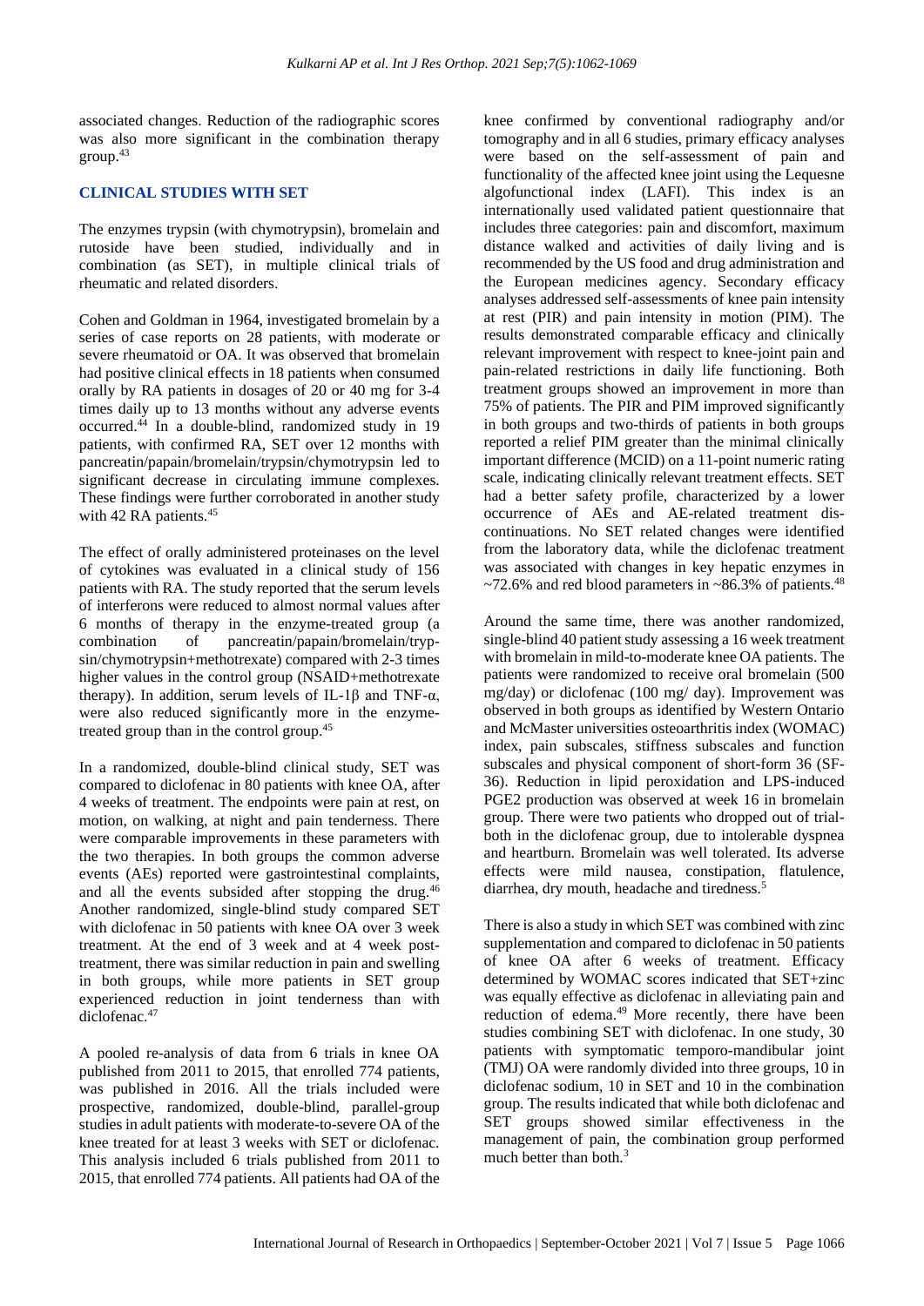associated changes. Reduction of the radiographic scores was also more significant in the combination therapy group.[43]

## CLINICAL STUDIES WITH SET

The enzymes trypsin (with chymotrypsin), bromelain and rutoside have been studied, individually and in combination (as SET), in multiple clinical trials of rheumatic and related disorders.

Cohen and Goldman in 1964, investigated bromelain by a series of case reports on 28 patients, with moderate or severe rheumatoid or OA. It was observed that bromelain had positive clinical effects in 18 patients when consumed orally by RA patients in dosages of 20 or 40 mg for 3-4 times daily up to 13 months without any adverse events occurred.[44] In a double-blind, randomized study in 19 patients, with confirmed RA, SET over 12 months with pancreatin/papain/bromelain/trypsin/chymotrypsin led to significant decrease in circulating immune complexes. These findings were further corroborated in another study with 42 RA patients.[45]

The effect of orally administered proteinases on the level of cytokines was evaluated in a clinical study of 156 patients with RA. The study reported that the serum levels of interferons were reduced to almost normal values after 6 months of therapy in the enzyme-treated group (a combination of pancreatin/papain/bromelain/trypsin/chymotrypsin+methotrexate) compared with 2-3 times higher values in the control group (NSAID+methotrexate therapy). In addition, serum levels of IL-1β and TNF-α, were also reduced significantly more in the enzyme-treated group than in the control group.[45]

In a randomized, double-blind clinical study, SET was compared to diclofenac in 80 patients with knee OA, after 4 weeks of treatment. The endpoints were pain at rest, on motion, on walking, at night and pain tenderness. There were comparable improvements in these parameters with the two therapies. In both groups the common adverse events (AEs) reported were gastrointestinal complaints, and all the events subsided after stopping the drug.[46] Another randomized, single-blind study compared SET with diclofenac in 50 patients with knee OA over 3 week treatment. At the end of 3 week and at 4 week post-treatment, there was similar reduction in pain and swelling in both groups, while more patients in SET group experienced reduction in joint tenderness than with diclofenac.[47]

A pooled re-analysis of data from 6 trials in knee OA published from 2011 to 2015, that enrolled 774 patients, was published in 2016. All the trials included were prospective, randomized, double-blind, parallel-group studies in adult patients with moderate-to-severe OA of the knee treated for at least 3 weeks with SET or diclofenac. This analysis included 6 trials published from 2011 to 2015, that enrolled 774 patients. All patients had OA of the knee confirmed by conventional radiography and/or tomography and in all 6 studies, primary efficacy analyses were based on the self-assessment of pain and functionality of the affected knee joint using the Lequesne algofunctional index (LAFI). This index is an internationally used validated patient questionnaire that includes three categories: pain and discomfort, maximum distance walked and activities of daily living and is recommended by the US food and drug administration and the European medicines agency. Secondary efficacy analyses addressed self-assessments of knee pain intensity at rest (PIR) and pain intensity in motion (PIM). The results demonstrated comparable efficacy and clinically relevant improvement with respect to knee-joint pain and pain-related restrictions in daily life functioning. Both treatment groups showed an improvement in more than 75% of patients. The PIR and PIM improved significantly in both groups and two-thirds of patients in both groups reported a relief PIM greater than the minimal clinically important difference (MCID) on a 11-point numeric rating scale, indicating clinically relevant treatment effects. SET had a better safety profile, characterized by a lower occurrence of AEs and AE-related treatment discontinuations. No SET related changes were identified from the laboratory data, while the diclofenac treatment was associated with changes in key hepatic enzymes in ~72.6% and red blood parameters in ~86.3% of patients.[48]

Around the same time, there was another randomized, single-blind 40 patient study assessing a 16 week treatment with bromelain in mild-to-moderate knee OA patients. The patients were randomized to receive oral bromelain (500 mg/day) or diclofenac (100 mg/ day). Improvement was observed in both groups as identified by Western Ontario and McMaster universities osteoarthritis index (WOMAC) index, pain subscales, stiffness subscales and function subscales and physical component of short-form 36 (SF-36). Reduction in lipid peroxidation and LPS-induced PGE2 production was observed at week 16 in bromelain group. There were two patients who dropped out of trial-both in the diclofenac group, due to intolerable dyspnea and heartburn. Bromelain was well tolerated. Its adverse effects were mild nausea, constipation, flatulence, diarrhea, dry mouth, headache and tiredness.[5]

There is also a study in which SET was combined with zinc supplementation and compared to diclofenac in 50 patients of knee OA after 6 weeks of treatment. Efficacy determined by WOMAC scores indicated that SET+zinc was equally effective as diclofenac in alleviating pain and reduction of edema.[49] More recently, there have been studies combining SET with diclofenac. In one study, 30 patients with symptomatic temporo-mandibular joint (TMJ) OA were randomly divided into three groups, 10 in diclofenac sodium, 10 in SET and 10 in the combination group. The results indicated that while both diclofenac and SET groups showed similar effectiveness in the management of pain, the combination group performed much better than both.[3]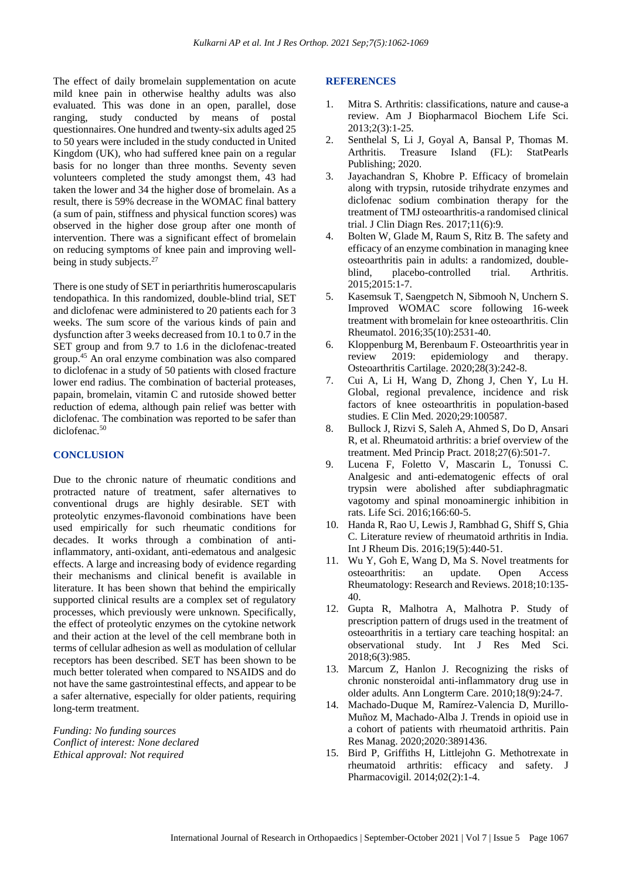The effect of daily bromelain supplementation on acute mild knee pain in otherwise healthy adults was also evaluated. This was done in an open, parallel, dose ranging, study conducted by means of postal questionnaires. One hundred and twenty-six adults aged 25 to 50 years were included in the study conducted in United Kingdom (UK), who had suffered knee pain on a regular basis for no longer than three months. Seventy seven volunteers completed the study amongst them, 43 had taken the lower and 34 the higher dose of bromelain. As a result, there is 59% decrease in the WOMAC final battery (a sum of pain, stiffness and physical function scores) was observed in the higher dose group after one month of intervention. There was a significant effect of bromelain on reducing symptoms of knee pain and improving well-being in study subjects.[27]

There is one study of SET in periarthritis humeroscapularis tendopathica. In this randomized, double-blind trial, SET and diclofenac were administered to 20 patients each for 3 weeks. The sum score of the various kinds of pain and dysfunction after 3 weeks decreased from 10.1 to 0.7 in the SET group and from 9.7 to 1.6 in the diclofenac-treated group.[45] An oral enzyme combination was also compared to diclofenac in a study of 50 patients with closed fracture lower end radius. The combination of bacterial proteases, papain, bromelain, vitamin C and rutoside showed better reduction of edema, although pain relief was better with diclofenac. The combination was reported to be safer than diclofenac.[50]

## CONCLUSION

Due to the chronic nature of rheumatic conditions and protracted nature of treatment, safer alternatives to conventional drugs are highly desirable. SET with proteolytic enzymes-flavonoid combinations have been used empirically for such rheumatic conditions for decades. It works through a combination of anti-inflammatory, anti-oxidant, anti-edematous and analgesic effects. A large and increasing body of evidence regarding their mechanisms and clinical benefit is available in literature. It has been shown that behind the empirically supported clinical results are a complex set of regulatory processes, which previously were unknown. Specifically, the effect of proteolytic enzymes on the cytokine network and their action at the level of the cell membrane both in terms of cellular adhesion as well as modulation of cellular receptors has been described. SET has been shown to be much better tolerated when compared to NSAIDS and do not have the same gastrointestinal effects, and appear to be a safer alternative, especially for older patients, requiring long-term treatment.

*Funding: No funding sources*
*Conflict of interest: None declared*
*Ethical approval: Not required*

## REFERENCES

1. Mitra S. Arthritis: classifications, nature and cause-a review. Am J Biopharmacol Biochem Life Sci. 2013;2(3):1-25.
2. Senthelal S, Li J, Goyal A, Bansal P, Thomas M. Arthritis. Treasure Island (FL): StatPearls Publishing; 2020.
3. Jayachandran S, Khobre P. Efficacy of bromelain along with trypsin, rutoside trihydrate enzymes and diclofenac sodium combination therapy for the treatment of TMJ osteoarthritis-a randomised clinical trial. J Clin Diagn Res. 2017;11(6):9.
4. Bolten W, Glade M, Raum S, Ritz B. The safety and efficacy of an enzyme combination in managing knee osteoarthritis pain in adults: a randomized, double-blind, placebo-controlled trial. Arthritis. 2015;2015:1-7.
5. Kasemsuk T, Saengpetch N, Sibmooh N, Unchern S. Improved WOMAC score following 16-week treatment with bromelain for knee osteoarthritis. Clin Rheumatol. 2016;35(10):2531-40.
6. Kloppenburg M, Berenbaum F. Osteoarthritis year in review 2019: epidemiology and therapy. Osteoarthritis Cartilage. 2020;28(3):242-8.
7. Cui A, Li H, Wang D, Zhong J, Chen Y, Lu H. Global, regional prevalence, incidence and risk factors of knee osteoarthritis in population-based studies. E Clin Med. 2020;29:100587.
8. Bullock J, Rizvi S, Saleh A, Ahmed S, Do D, Ansari R, et al. Rheumatoid arthritis: a brief overview of the treatment. Med Princip Pract. 2018;27(6):501-7.
9. Lucena F, Foletto V, Mascarin L, Tonussi C. Analgesic and anti-edematogenic effects of oral trypsin were abolished after subdiaphragmatic vagotomy and spinal monoaminergic inhibition in rats. Life Sci. 2016;166:60-5.
10. Handa R, Rao U, Lewis J, Rambhad G, Shiff S, Ghia C. Literature review of rheumatoid arthritis in India. Int J Rheum Dis. 2016;19(5):440-51.
11. Wu Y, Goh E, Wang D, Ma S. Novel treatments for osteoarthritis: an update. Open Access Rheumatology: Research and Reviews. 2018;10:135-40.
12. Gupta R, Malhotra A, Malhotra P. Study of prescription pattern of drugs used in the treatment of osteoarthritis in a tertiary care teaching hospital: an observational study. Int J Res Med Sci. 2018;6(3):985.
13. Marcum Z, Hanlon J. Recognizing the risks of chronic nonsteroidal anti-inflammatory drug use in older adults. Ann Longterm Care. 2010;18(9):24-7.
14. Machado-Duque M, Ramírez-Valencia D, Murillo-Muñoz M, Machado-Alba J. Trends in opioid use in a cohort of patients with rheumatoid arthritis. Pain Res Manag. 2020;2020:3891436.
15. Bird P, Griffiths H, Littlejohn G. Methotrexate in rheumatoid arthritis: efficacy and safety. J Pharmacovigil. 2014;02(2):1-4.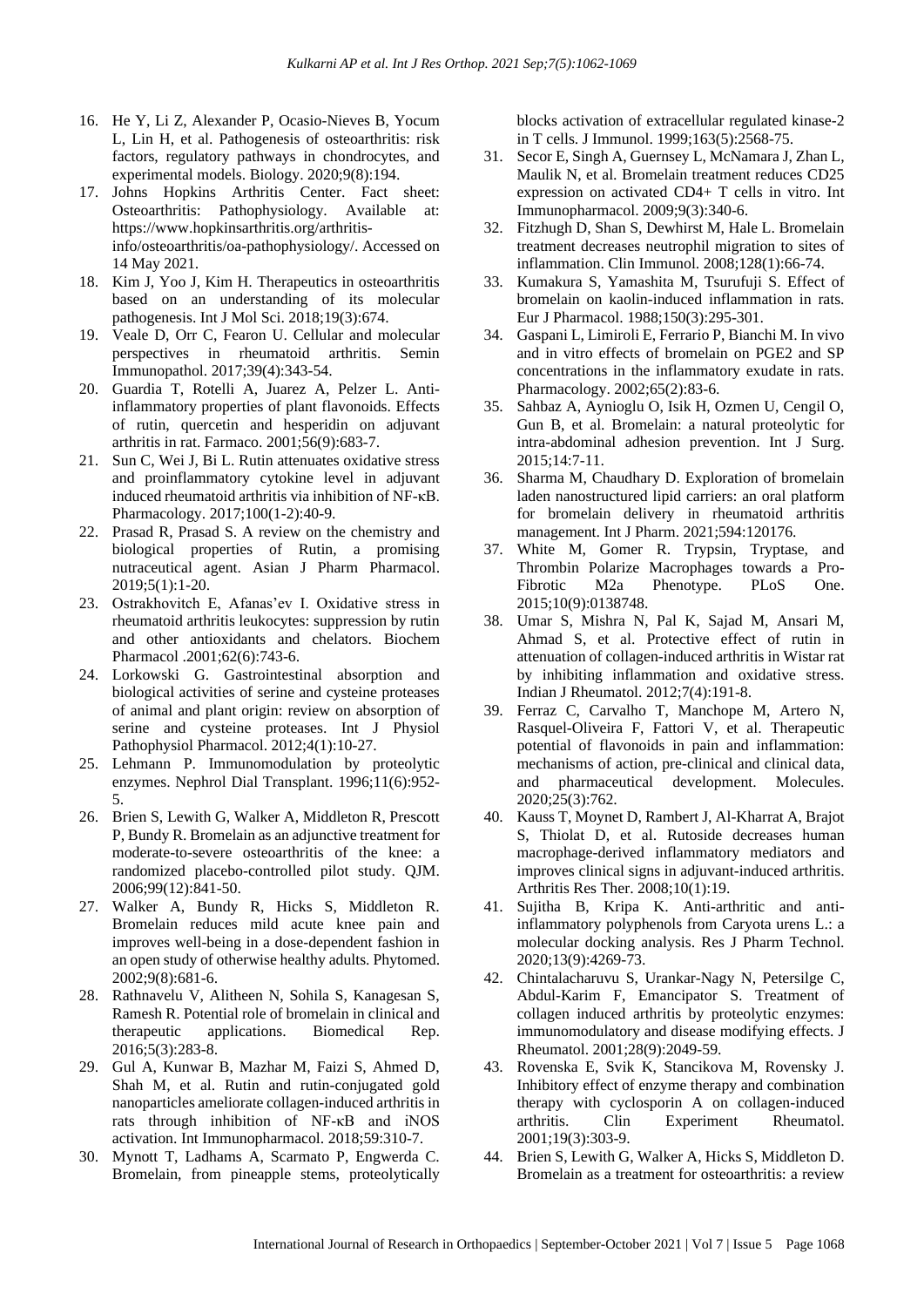16. He Y, Li Z, Alexander P, Ocasio-Nieves B, Yocum L, Lin H, et al. Pathogenesis of osteoarthritis: risk factors, regulatory pathways in chondrocytes, and experimental models. Biology. 2020;9(8):194.
17. Johns Hopkins Arthritis Center. Fact sheet: Osteoarthritis: Pathophysiology. Available at: https://www.hopkinsarthritis.org/arthritis-info/osteoarthritis/oa-pathophysiology/. Accessed on 14 May 2021.
18. Kim J, Yoo J, Kim H. Therapeutics in osteoarthritis based on an understanding of its molecular pathogenesis. Int J Mol Sci. 2018;19(3):674.
19. Veale D, Orr C, Fearon U. Cellular and molecular perspectives in rheumatoid arthritis. Semin Immunopathol. 2017;39(4):343-54.
20. Guardia T, Rotelli A, Juarez A, Pelzer L. Anti-inflammatory properties of plant flavonoids. Effects of rutin, quercetin and hesperidin on adjuvant arthritis in rat. Farmaco. 2001;56(9):683-7.
21. Sun C, Wei J, Bi L. Rutin attenuates oxidative stress and proinflammatory cytokine level in adjuvant induced rheumatoid arthritis via inhibition of NF-κB. Pharmacology. 2017;100(1-2):40-9.
22. Prasad R, Prasad S. A review on the chemistry and biological properties of Rutin, a promising nutraceutical agent. Asian J Pharm Pharmacol. 2019;5(1):1-20.
23. Ostrakhovitch E, Afanas'ev I. Oxidative stress in rheumatoid arthritis leukocytes: suppression by rutin and other antioxidants and chelators. Biochem Pharmacol .2001;62(6):743-6.
24. Lorkowski G. Gastrointestinal absorption and biological activities of serine and cysteine proteases of animal and plant origin: review on absorption of serine and cysteine proteases. Int J Physiol Pathophysiol Pharmacol. 2012;4(1):10-27.
25. Lehmann P. Immunomodulation by proteolytic enzymes. Nephrol Dial Transplant. 1996;11(6):952-5.
26. Brien S, Lewith G, Walker A, Middleton R, Prescott P, Bundy R. Bromelain as an adjunctive treatment for moderate-to-severe osteoarthritis of the knee: a randomized placebo-controlled pilot study. QJM. 2006;99(12):841-50.
27. Walker A, Bundy R, Hicks S, Middleton R. Bromelain reduces mild acute knee pain and improves well-being in a dose-dependent fashion in an open study of otherwise healthy adults. Phytomed. 2002;9(8):681-6.
28. Rathnavelu V, Alitheen N, Sohila S, Kanagesan S, Ramesh R. Potential role of bromelain in clinical and therapeutic applications. Biomedical Rep. 2016;5(3):283-8.
29. Gul A, Kunwar B, Mazhar M, Faizi S, Ahmed D, Shah M, et al. Rutin and rutin-conjugated gold nanoparticles ameliorate collagen-induced arthritis in rats through inhibition of NF-κB and iNOS activation. Int Immunopharmacol. 2018;59:310-7.
30. Mynott T, Ladhams A, Scarmato P, Engwerda C. Bromelain, from pineapple stems, proteolytically blocks activation of extracellular regulated kinase-2 in T cells. J Immunol. 1999;163(5):2568-75.
31. Secor E, Singh A, Guernsey L, McNamara J, Zhan L, Maulik N, et al. Bromelain treatment reduces CD25 expression on activated CD4+ T cells in vitro. Int Immunopharmacol. 2009;9(3):340-6.
32. Fitzhugh D, Shan S, Dewhirst M, Hale L. Bromelain treatment decreases neutrophil migration to sites of inflammation. Clin Immunol. 2008;128(1):66-74.
33. Kumakura S, Yamashita M, Tsurufuji S. Effect of bromelain on kaolin-induced inflammation in rats. Eur J Pharmacol. 1988;150(3):295-301.
34. Gaspani L, Limiroli E, Ferrario P, Bianchi M. In vivo and in vitro effects of bromelain on PGE2 and SP concentrations in the inflammatory exudate in rats. Pharmacology. 2002;65(2):83-6.
35. Sahbaz A, Aynioglu O, Isik H, Ozmen U, Cengil O, Gun B, et al. Bromelain: a natural proteolytic for intra-abdominal adhesion prevention. Int J Surg. 2015;14:7-11.
36. Sharma M, Chaudhary D. Exploration of bromelain laden nanostructured lipid carriers: an oral platform for bromelain delivery in rheumatoid arthritis management. Int J Pharm. 2021;594:120176.
37. White M, Gomer R. Trypsin, Tryptase, and Thrombin Polarize Macrophages towards a Pro-Fibrotic M2a Phenotype. PLoS One. 2015;10(9):0138748.
38. Umar S, Mishra N, Pal K, Sajad M, Ansari M, Ahmad S, et al. Protective effect of rutin in attenuation of collagen-induced arthritis in Wistar rat by inhibiting inflammation and oxidative stress. Indian J Rheumatol. 2012;7(4):191-8.
39. Ferraz C, Carvalho T, Manchope M, Artero N, Rasquel-Oliveira F, Fattori V, et al. Therapeutic potential of flavonoids in pain and inflammation: mechanisms of action, pre-clinical and clinical data, and pharmaceutical development. Molecules. 2020;25(3):762.
40. Kauss T, Moynet D, Rambert J, Al-Kharrat A, Brajot S, Thiolat D, et al. Rutoside decreases human macrophage-derived inflammatory mediators and improves clinical signs in adjuvant-induced arthritis. Arthritis Res Ther. 2008;10(1):19.
41. Sujitha B, Kripa K. Anti-arthritic and anti-inflammatory polyphenols from Caryota urens L.: a molecular docking analysis. Res J Pharm Technol. 2020;13(9):4269-73.
42. Chintalacharuvu S, Urankar-Nagy N, Petersilge C, Abdul-Karim F, Emancipator S. Treatment of collagen induced arthritis by proteolytic enzymes: immunomodulatory and disease modifying effects. J Rheumatol. 2001;28(9):2049-59.
43. Rovenska E, Svik K, Stancikova M, Rovensky J. Inhibitory effect of enzyme therapy and combination therapy with cyclosporin A on collagen-induced arthritis. Clin Experiment Rheumatol. 2001;19(3):303-9.
44. Brien S, Lewith G, Walker A, Hicks S, Middleton D. Bromelain as a treatment for osteoarthritis: a review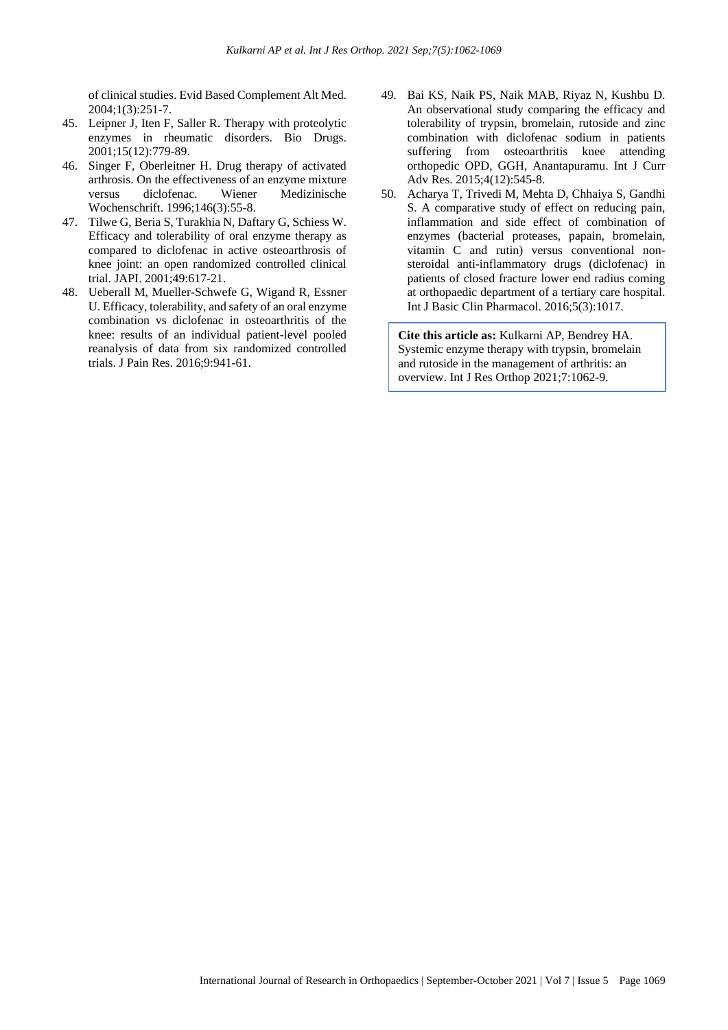of clinical studies. Evid Based Complement Alt Med. 2004;1(3):251-7.

45. Leipner J, Iten F, Saller R. Therapy with proteolytic enzymes in rheumatic disorders. Bio Drugs. 2001;15(12):779-89.
46. Singer F, Oberleitner H. Drug therapy of activated arthrosis. On the effectiveness of an enzyme mixture versus diclofenac. Wiener Medizinische Wochenschrift. 1996;146(3):55-8.
47. Tilwe G, Beria S, Turakhia N, Daftary G, Schiess W. Efficacy and tolerability of oral enzyme therapy as compared to diclofenac in active osteoarthrosis of knee joint: an open randomized controlled clinical trial. JAPI. 2001;49:617-21.
48. Ueberall M, Mueller-Schwefe G, Wigand R, Essner U. Efficacy, tolerability, and safety of an oral enzyme combination vs diclofenac in osteoarthritis of the knee: results of an individual patient-level pooled reanalysis of data from six randomized controlled trials. J Pain Res. 2016;9:941-61.
49. Bai KS, Naik PS, Naik MAB, Riyaz N, Kushbu D. An observational study comparing the efficacy and tolerability of trypsin, bromelain, rutoside and zinc combination with diclofenac sodium in patients suffering from osteoarthritis knee attending orthopedic OPD, GGH, Anantapuramu. Int J Curr Adv Res. 2015;4(12):545-8.
50. Acharya T, Trivedi M, Mehta D, Chhaiya S, Gandhi S. A comparative study of effect on reducing pain, inflammation and side effect of combination of enzymes (bacterial proteases, papain, bromelain, vitamin C and rutin) versus conventional non-steroidal anti-inflammatory drugs (diclofenac) in patients of closed fracture lower end radius coming at orthopaedic department of a tertiary care hospital. Int J Basic Clin Pharmacol. 2016;5(3):1017.

**Cite this article as:** Kulkarni AP, Bendrey HA. Systemic enzyme therapy with trypsin, bromelain and rutoside in the management of arthritis: an overview. Int J Res Orthop 2021;7:1062-9.